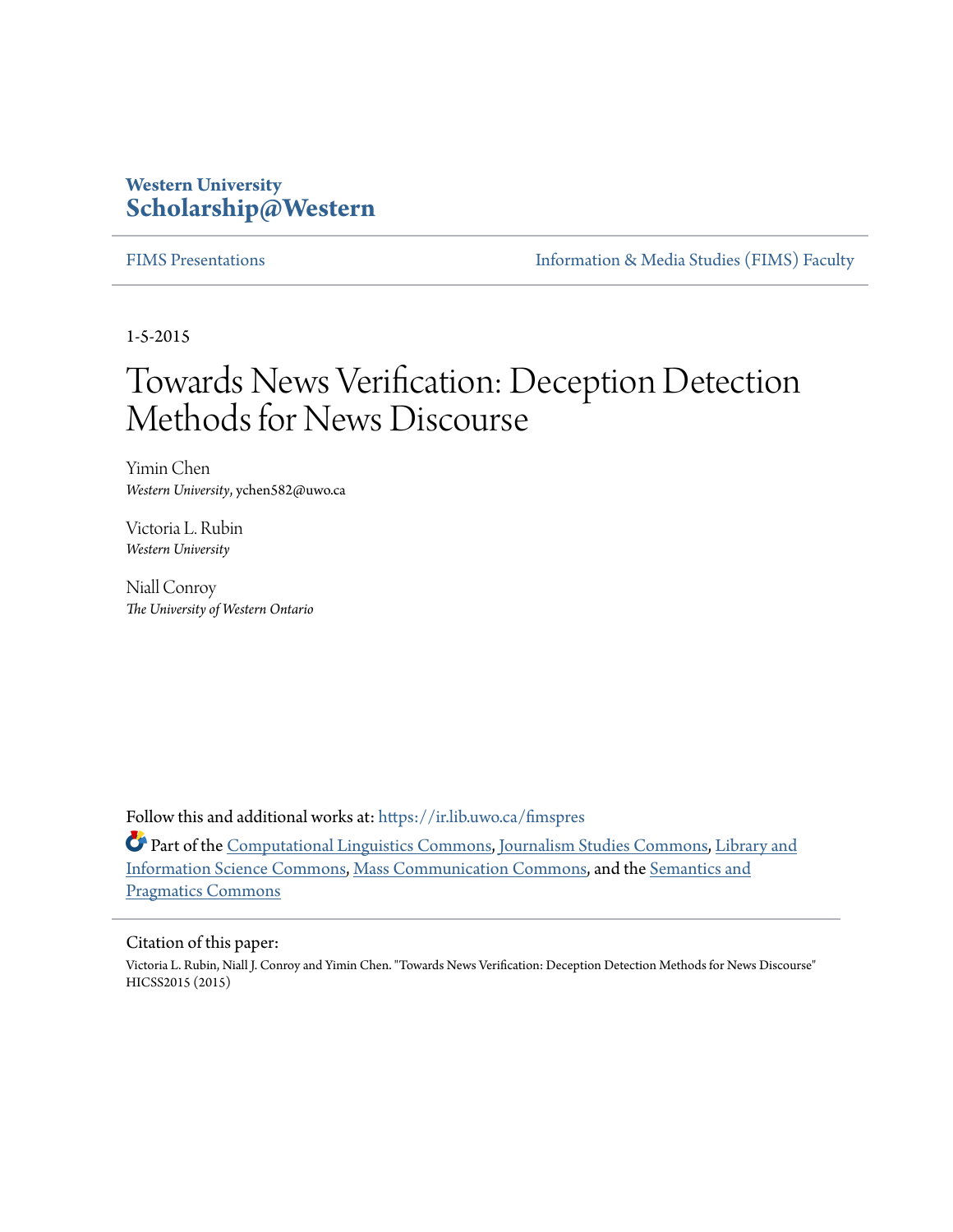Western University
**Scholarship@Western**

FIMS Presentations | Information & Media Studies (FIMS) Faculty

1-5-2015

# Towards News Verification: Deception Detection Methods for News Discourse

Yimin Chen
*Western University*, ychen582@uwo.ca

Victoria L. Rubin
*Western University*

Niall Conroy
*The University of Western Ontario*

Follow this and additional works at: https://ir.lib.uwo.ca/fimspres

Part of the Computational Linguistics Commons, Journalism Studies Commons, Library and Information Science Commons, Mass Communication Commons, and the Semantics and Pragmatics Commons

Citation of this paper:

Victoria L. Rubin, Niall J. Conroy and Yimin Chen. "Towards News Verification: Deception Detection Methods for News Discourse" HICSS2015 (2015)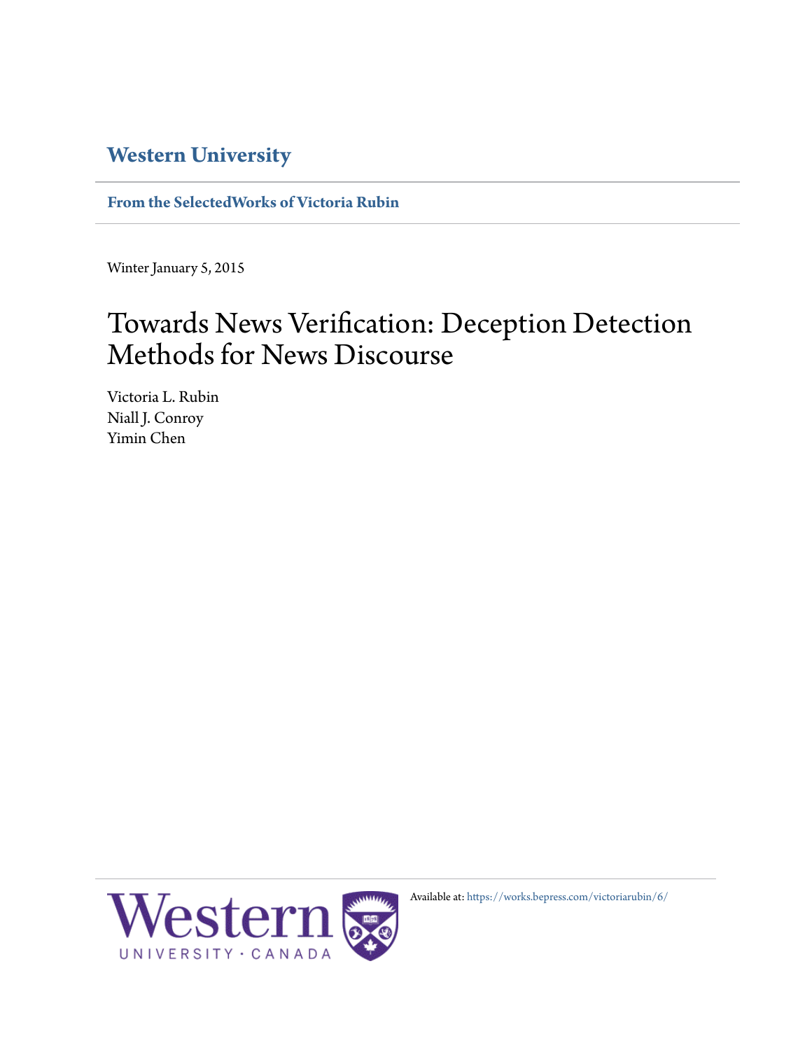# Western University

**From the SelectedWorks of Victoria Rubin**

Winter January 5, 2015

# Towards News Verification: Deception Detection Methods for News Discourse

Victoria L. Rubin
Niall J. Conroy
Yimin Chen

Available at: https://works.bepress.com/victoriarubin/6/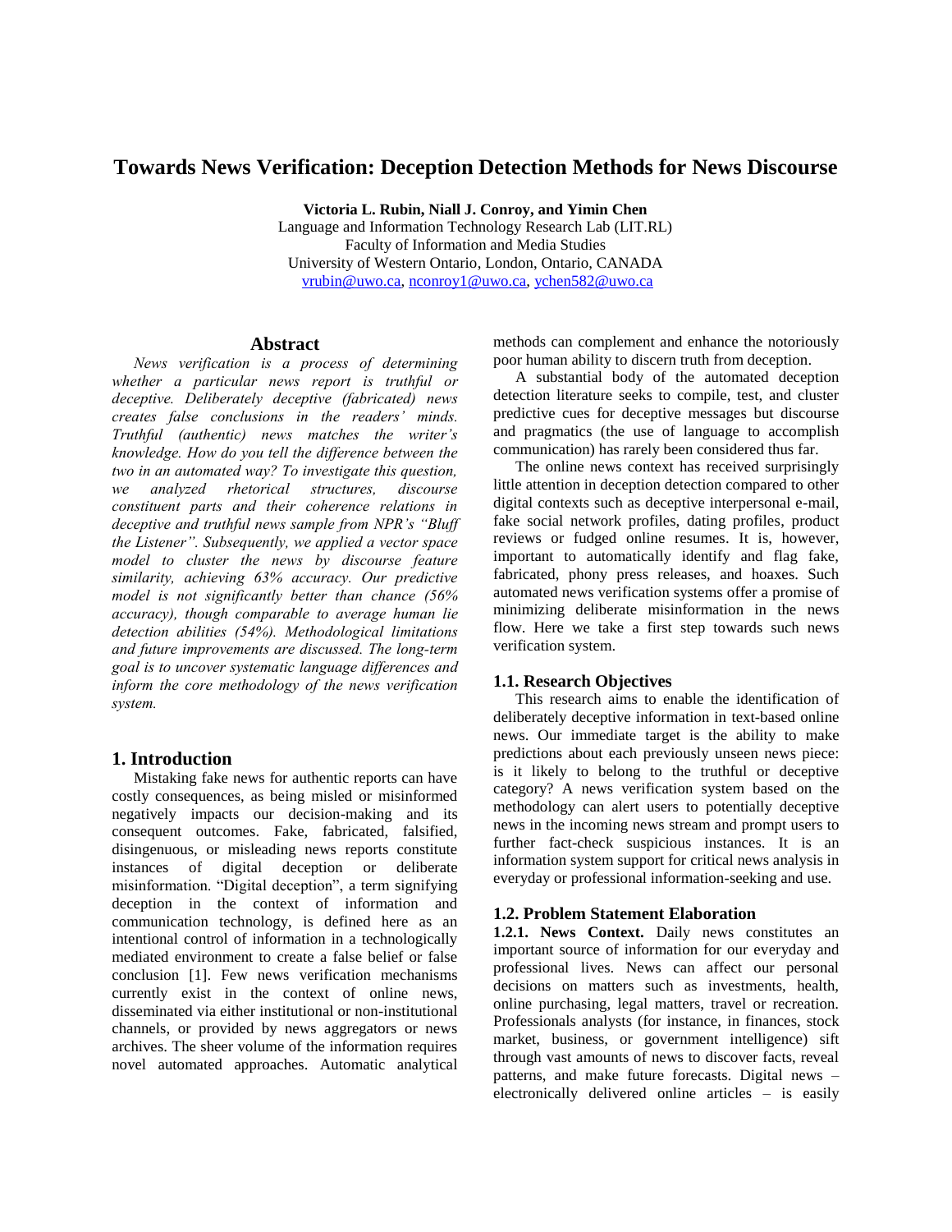# Towards News Verification: Deception Detection Methods for News Discourse

**Victoria L. Rubin, Niall J. Conroy, and Yimin Chen**
Language and Information Technology Research Lab (LIT.RL)
Faculty of Information and Media Studies
University of Western Ontario, London, Ontario, CANADA
vrubin@uwo.ca, nconroy1@uwo.ca, ychen582@uwo.ca

## Abstract

*News verification is a process of determining whether a particular news report is truthful or deceptive. Deliberately deceptive (fabricated) news creates false conclusions in the readers' minds. Truthful (authentic) news matches the writer's knowledge. How do you tell the difference between the two in an automated way? To investigate this question, we analyzed rhetorical structures, discourse constituent parts and their coherence relations in deceptive and truthful news sample from NPR's "Bluff the Listener". Subsequently, we applied a vector space model to cluster the news by discourse feature similarity, achieving 63% accuracy. Our predictive model is not significantly better than chance (56% accuracy), though comparable to average human lie detection abilities (54%). Methodological limitations and future improvements are discussed. The long-term goal is to uncover systematic language differences and inform the core methodology of the news verification system.*

## 1. Introduction

Mistaking fake news for authentic reports can have costly consequences, as being misled or misinformed negatively impacts our decision-making and its consequent outcomes. Fake, fabricated, falsified, disingenuous, or misleading news reports constitute instances of digital deception or deliberate misinformation. "Digital deception", a term signifying deception in the context of information and communication technology, is defined here as an intentional control of information in a technologically mediated environment to create a false belief or false conclusion [1]. Few news verification mechanisms currently exist in the context of online news, disseminated via either institutional or non-institutional channels, or provided by news aggregators or news archives. The sheer volume of the information requires novel automated approaches. Automatic analytical methods can complement and enhance the notoriously poor human ability to discern truth from deception.

A substantial body of the automated deception detection literature seeks to compile, test, and cluster predictive cues for deceptive messages but discourse and pragmatics (the use of language to accomplish communication) has rarely been considered thus far.

The online news context has received surprisingly little attention in deception detection compared to other digital contexts such as deceptive interpersonal e-mail, fake social network profiles, dating profiles, product reviews or fudged online resumes. It is, however, important to automatically identify and flag fake, fabricated, phony press releases, and hoaxes. Such automated news verification systems offer a promise of minimizing deliberate misinformation in the news flow. Here we take a first step towards such news verification system.

### 1.1. Research Objectives

This research aims to enable the identification of deliberately deceptive information in text-based online news. Our immediate target is the ability to make predictions about each previously unseen news piece: is it likely to belong to the truthful or deceptive category? A news verification system based on the methodology can alert users to potentially deceptive news in the incoming news stream and prompt users to further fact-check suspicious instances. It is an information system support for critical news analysis in everyday or professional information-seeking and use.

### 1.2. Problem Statement Elaboration

**1.2.1. News Context.** Daily news constitutes an important source of information for our everyday and professional lives. News can affect our personal decisions on matters such as investments, health, online purchasing, legal matters, travel or recreation. Professionals analysts (for instance, in finances, stock market, business, or government intelligence) sift through vast amounts of news to discover facts, reveal patterns, and make future forecasts. Digital news – electronically delivered online articles – is easily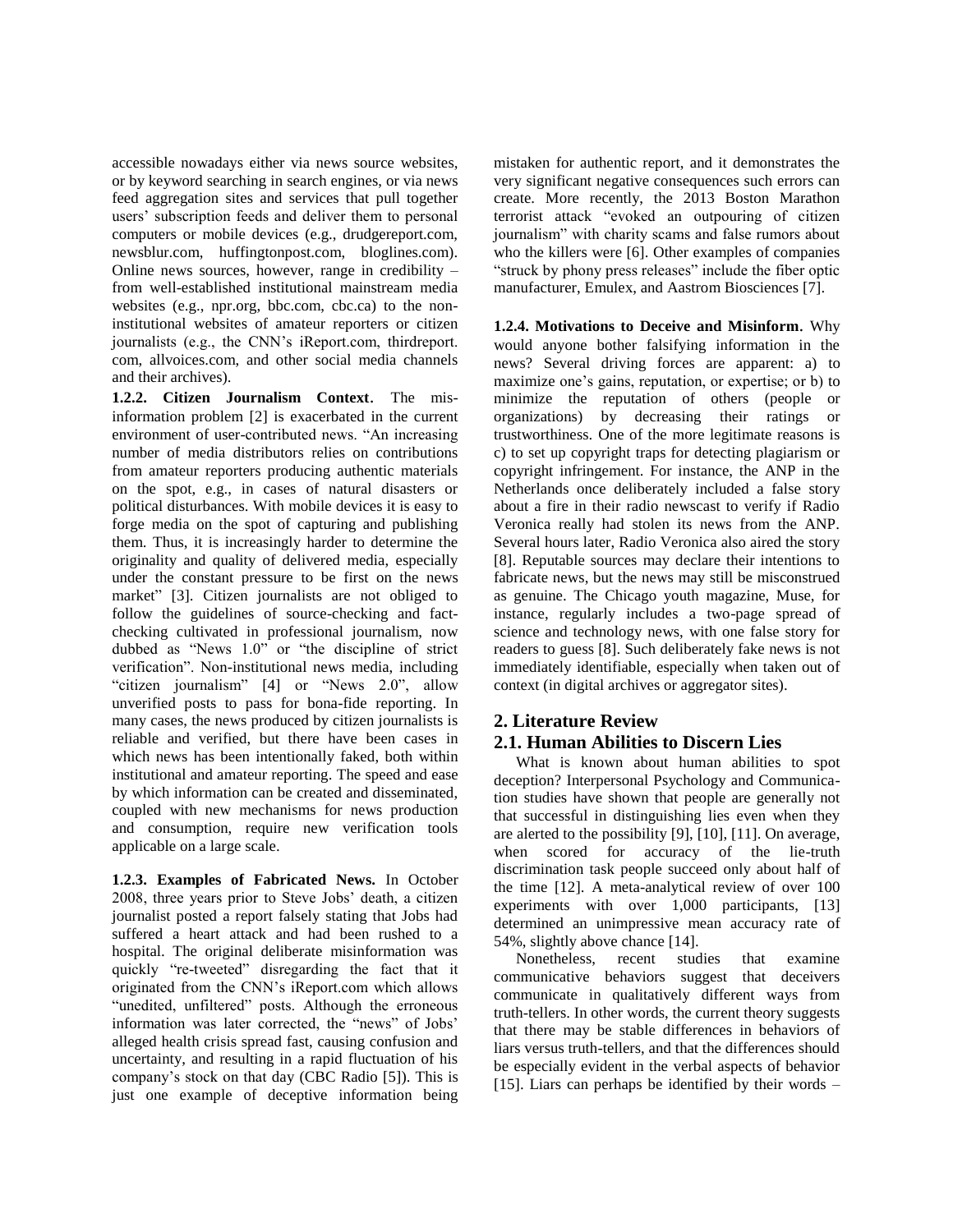accessible nowadays either via news source websites, or by keyword searching in search engines, or via news feed aggregation sites and services that pull together users' subscription feeds and deliver them to personal computers or mobile devices (e.g., drudgereport.com, newsblur.com, huffingtonpost.com, bloglines.com). Online news sources, however, range in credibility – from well-established institutional mainstream media websites (e.g., npr.org, bbc.com, cbc.ca) to the non-institutional websites of amateur reporters or citizen journalists (e.g., the CNN's iReport.com, thirdreport.com, allvoices.com, and other social media channels and their archives).

**1.2.2. Citizen Journalism Context**. The mis-information problem [2] is exacerbated in the current environment of user-contributed news. "An increasing number of media distributors relies on contributions from amateur reporters producing authentic materials on the spot, e.g., in cases of natural disasters or political disturbances. With mobile devices it is easy to forge media on the spot of capturing and publishing them. Thus, it is increasingly harder to determine the originality and quality of delivered media, especially under the constant pressure to be first on the news market" [3]. Citizen journalists are not obliged to follow the guidelines of source-checking and fact-checking cultivated in professional journalism, now dubbed as "News 1.0" or "the discipline of strict verification". Non-institutional news media, including "citizen journalism" [4] or "News 2.0", allow unverified posts to pass for bona-fide reporting. In many cases, the news produced by citizen journalists is reliable and verified, but there have been cases in which news has been intentionally faked, both within institutional and amateur reporting. The speed and ease by which information can be created and disseminated, coupled with new mechanisms for news production and consumption, require new verification tools applicable on a large scale.

**1.2.3. Examples of Fabricated News.** In October 2008, three years prior to Steve Jobs' death, a citizen journalist posted a report falsely stating that Jobs had suffered a heart attack and had been rushed to a hospital. The original deliberate misinformation was quickly "re-tweeted" disregarding the fact that it originated from the CNN's iReport.com which allows "unedited, unfiltered" posts. Although the erroneous information was later corrected, the "news" of Jobs' alleged health crisis spread fast, causing confusion and uncertainty, and resulting in a rapid fluctuation of his company's stock on that day (CBC Radio [5]). This is just one example of deceptive information being mistaken for authentic report, and it demonstrates the very significant negative consequences such errors can create. More recently, the 2013 Boston Marathon terrorist attack "evoked an outpouring of citizen journalism" with charity scams and false rumors about who the killers were [6]. Other examples of companies "struck by phony press releases" include the fiber optic manufacturer, Emulex, and Aastrom Biosciences [7].

**1.2.4. Motivations to Deceive and Misinform**. Why would anyone bother falsifying information in the news? Several driving forces are apparent: a) to maximize one's gains, reputation, or expertise; or b) to minimize the reputation of others (people or organizations) by decreasing their ratings or trustworthiness. One of the more legitimate reasons is c) to set up copyright traps for detecting plagiarism or copyright infringement. For instance, the ANP in the Netherlands once deliberately included a false story about a fire in their radio newscast to verify if Radio Veronica really had stolen its news from the ANP. Several hours later, Radio Veronica also aired the story [8]. Reputable sources may declare their intentions to fabricate news, but the news may still be misconstrued as genuine. The Chicago youth magazine, Muse, for instance, regularly includes a two-page spread of science and technology news, with one false story for readers to guess [8]. Such deliberately fake news is not immediately identifiable, especially when taken out of context (in digital archives or aggregator sites).

## 2. Literature Review

### 2.1. Human Abilities to Discern Lies

What is known about human abilities to spot deception? Interpersonal Psychology and Communication studies have shown that people are generally not that successful in distinguishing lies even when they are alerted to the possibility [9], [10], [11]. On average, when scored for accuracy of the lie-truth discrimination task people succeed only about half of the time [12]. A meta-analytical review of over 100 experiments with over 1,000 participants, [13] determined an unimpressive mean accuracy rate of 54%, slightly above chance [14].

Nonetheless, recent studies that examine communicative behaviors suggest that deceivers communicate in qualitatively different ways from truth-tellers. In other words, the current theory suggests that there may be stable differences in behaviors of liars versus truth-tellers, and that the differences should be especially evident in the verbal aspects of behavior [15]. Liars can perhaps be identified by their words –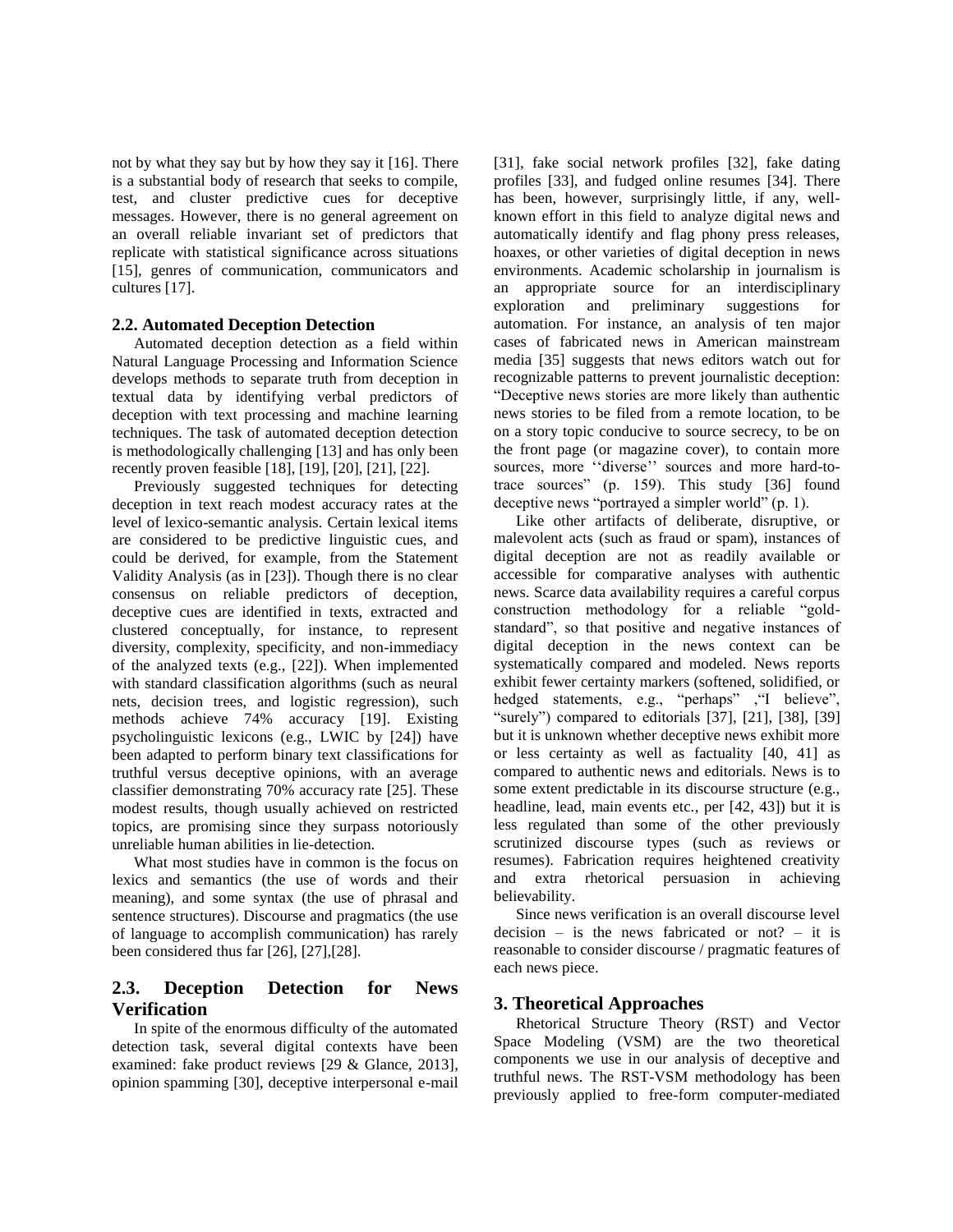not by what they say but by how they say it [16]. There is a substantial body of research that seeks to compile, test, and cluster predictive cues for deceptive messages. However, there is no general agreement on an overall reliable invariant set of predictors that replicate with statistical significance across situations [15], genres of communication, communicators and cultures [17].

### 2.2. Automated Deception Detection

Automated deception detection as a field within Natural Language Processing and Information Science develops methods to separate truth from deception in textual data by identifying verbal predictors of deception with text processing and machine learning techniques. The task of automated deception detection is methodologically challenging [13] and has only been recently proven feasible [18], [19], [20], [21], [22].

Previously suggested techniques for detecting deception in text reach modest accuracy rates at the level of lexico-semantic analysis. Certain lexical items are considered to be predictive linguistic cues, and could be derived, for example, from the Statement Validity Analysis (as in [23]). Though there is no clear consensus on reliable predictors of deception, deceptive cues are identified in texts, extracted and clustered conceptually, for instance, to represent diversity, complexity, specificity, and non-immediacy of the analyzed texts (e.g., [22]). When implemented with standard classification algorithms (such as neural nets, decision trees, and logistic regression), such methods achieve 74% accuracy [19]. Existing psycholinguistic lexicons (e.g., LWIC by [24]) have been adapted to perform binary text classifications for truthful versus deceptive opinions, with an average classifier demonstrating 70% accuracy rate [25]. These modest results, though usually achieved on restricted topics, are promising since they surpass notoriously unreliable human abilities in lie-detection.

What most studies have in common is the focus on lexics and semantics (the use of words and their meaning), and some syntax (the use of phrasal and sentence structures). Discourse and pragmatics (the use of language to accomplish communication) has rarely been considered thus far [26], [27],[28].

## 2.3. Deception Detection for News Verification

In spite of the enormous difficulty of the automated detection task, several digital contexts have been examined: fake product reviews [29 & Glance, 2013], opinion spamming [30], deceptive interpersonal e-mail [31], fake social network profiles [32], fake dating profiles [33], and fudged online resumes [34]. There has been, however, surprisingly little, if any, well-known effort in this field to analyze digital news and automatically identify and flag phony press releases, hoaxes, or other varieties of digital deception in news environments. Academic scholarship in journalism is an appropriate source for an interdisciplinary exploration and preliminary suggestions for automation. For instance, an analysis of ten major cases of fabricated news in American mainstream media [35] suggests that news editors watch out for recognizable patterns to prevent journalistic deception: "Deceptive news stories are more likely than authentic news stories to be filed from a remote location, to be on a story topic conducive to source secrecy, to be on the front page (or magazine cover), to contain more sources, more ''diverse'' sources and more hard-to-trace sources" (p. 159). This study [36] found deceptive news "portrayed a simpler world" (p. 1).

Like other artifacts of deliberate, disruptive, or malevolent acts (such as fraud or spam), instances of digital deception are not as readily available or accessible for comparative analyses with authentic news. Scarce data availability requires a careful corpus construction methodology for a reliable "gold-standard", so that positive and negative instances of digital deception in the news context can be systematically compared and modeled. News reports exhibit fewer certainty markers (softened, solidified, or hedged statements, e.g., "perhaps" ,"I believe", "surely") compared to editorials [37], [21], [38], [39] but it is unknown whether deceptive news exhibit more or less certainty as well as factuality [40, 41] as compared to authentic news and editorials. News is to some extent predictable in its discourse structure (e.g., headline, lead, main events etc., per [42, 43]) but it is less regulated than some of the other previously scrutinized discourse types (such as reviews or resumes). Fabrication requires heightened creativity and extra rhetorical persuasion in achieving believability.

Since news verification is an overall discourse level decision – is the news fabricated or not? – it is reasonable to consider discourse / pragmatic features of each news piece.

## 3. Theoretical Approaches

Rhetorical Structure Theory (RST) and Vector Space Modeling (VSM) are the two theoretical components we use in our analysis of deceptive and truthful news. The RST-VSM methodology has been previously applied to free-form computer-mediated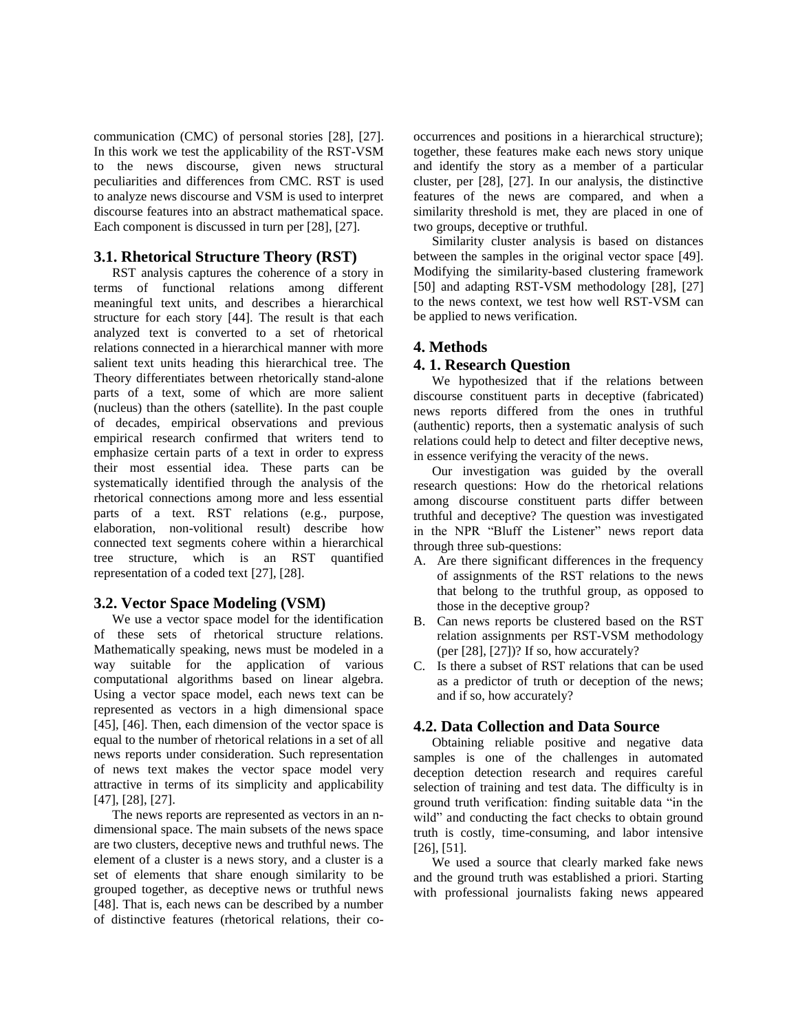communication (CMC) of personal stories [28], [27]. In this work we test the applicability of the RST-VSM to the news discourse, given news structural peculiarities and differences from CMC. RST is used to analyze news discourse and VSM is used to interpret discourse features into an abstract mathematical space. Each component is discussed in turn per [28], [27].

### 3.1. Rhetorical Structure Theory (RST)

RST analysis captures the coherence of a story in terms of functional relations among different meaningful text units, and describes a hierarchical structure for each story [44]. The result is that each analyzed text is converted to a set of rhetorical relations connected in a hierarchical manner with more salient text units heading this hierarchical tree. The Theory differentiates between rhetorically stand-alone parts of a text, some of which are more salient (nucleus) than the others (satellite). In the past couple of decades, empirical observations and previous empirical research confirmed that writers tend to emphasize certain parts of a text in order to express their most essential idea. These parts can be systematically identified through the analysis of the rhetorical connections among more and less essential parts of a text. RST relations (e.g., purpose, elaboration, non-volitional result) describe how connected text segments cohere within a hierarchical tree structure, which is an RST quantified representation of a coded text [27], [28].

### 3.2. Vector Space Modeling (VSM)

We use a vector space model for the identification of these sets of rhetorical structure relations. Mathematically speaking, news must be modeled in a way suitable for the application of various computational algorithms based on linear algebra. Using a vector space model, each news text can be represented as vectors in a high dimensional space [45], [46]. Then, each dimension of the vector space is equal to the number of rhetorical relations in a set of all news reports under consideration. Such representation of news text makes the vector space model very attractive in terms of its simplicity and applicability [47], [28], [27].

The news reports are represented as vectors in an n-dimensional space. The main subsets of the news space are two clusters, deceptive news and truthful news. The element of a cluster is a news story, and a cluster is a set of elements that share enough similarity to be grouped together, as deceptive news or truthful news [48]. That is, each news can be described by a number of distinctive features (rhetorical relations, their co-occurrences and positions in a hierarchical structure); together, these features make each news story unique and identify the story as a member of a particular cluster, per [28], [27]. In our analysis, the distinctive features of the news are compared, and when a similarity threshold is met, they are placed in one of two groups, deceptive or truthful.

Similarity cluster analysis is based on distances between the samples in the original vector space [49]. Modifying the similarity-based clustering framework [50] and adapting RST-VSM methodology [28], [27] to the news context, we test how well RST-VSM can be applied to news verification.

## 4. Methods

### 4. 1. Research Question

We hypothesized that if the relations between discourse constituent parts in deceptive (fabricated) news reports differed from the ones in truthful (authentic) reports, then a systematic analysis of such relations could help to detect and filter deceptive news, in essence verifying the veracity of the news.

Our investigation was guided by the overall research questions: How do the rhetorical relations among discourse constituent parts differ between truthful and deceptive? The question was investigated in the NPR "Bluff the Listener" news report data through three sub-questions:

A. Are there significant differences in the frequency of assignments of the RST relations to the news that belong to the truthful group, as opposed to those in the deceptive group?
B. Can news reports be clustered based on the RST relation assignments per RST-VSM methodology (per [28], [27])? If so, how accurately?
C. Is there a subset of RST relations that can be used as a predictor of truth or deception of the news; and if so, how accurately?

### 4.2. Data Collection and Data Source

Obtaining reliable positive and negative data samples is one of the challenges in automated deception detection research and requires careful selection of training and test data. The difficulty is in ground truth verification: finding suitable data "in the wild" and conducting the fact checks to obtain ground truth is costly, time-consuming, and labor intensive [26], [51].

We used a source that clearly marked fake news and the ground truth was established a priori. Starting with professional journalists faking news appeared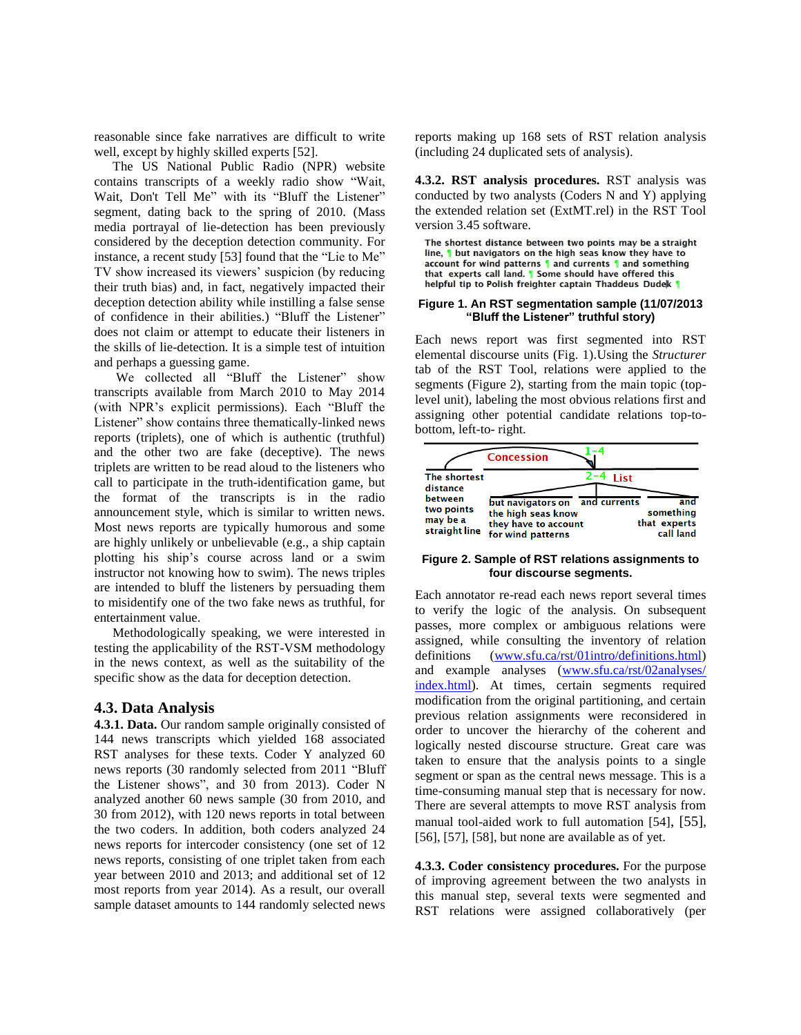reasonable since fake narratives are difficult to write well, except by highly skilled experts [52].

The US National Public Radio (NPR) website contains transcripts of a weekly radio show "Wait, Wait, Don't Tell Me" with its "Bluff the Listener" segment, dating back to the spring of 2010. (Mass media portrayal of lie-detection has been previously considered by the deception detection community. For instance, a recent study [53] found that the "Lie to Me" TV show increased its viewers' suspicion (by reducing their truth bias) and, in fact, negatively impacted their deception detection ability while instilling a false sense of confidence in their abilities.) "Bluff the Listener" does not claim or attempt to educate their listeners in the skills of lie-detection. It is a simple test of intuition and perhaps a guessing game.

We collected all "Bluff the Listener" show transcripts available from March 2010 to May 2014 (with NPR's explicit permissions). Each "Bluff the Listener" show contains three thematically-linked news reports (triplets), one of which is authentic (truthful) and the other two are fake (deceptive). The news triplets are written to be read aloud to the listeners who call to participate in the truth-identification game, but the format of the transcripts is in the radio announcement style, which is similar to written news. Most news reports are typically humorous and some are highly unlikely or unbelievable (e.g., a ship captain plotting his ship's course across land or a swim instructor not knowing how to swim). The news triples are intended to bluff the listeners by persuading them to misidentify one of the two fake news as truthful, for entertainment value.

Methodologically speaking, we were interested in testing the applicability of the RST-VSM methodology in the news context, as well as the suitability of the specific show as the data for deception detection.

## 4.3. Data Analysis

**4.3.1. Data.** Our random sample originally consisted of 144 news transcripts which yielded 168 associated RST analyses for these texts. Coder Y analyzed 60 news reports (30 randomly selected from 2011 "Bluff the Listener shows", and 30 from 2013). Coder N analyzed another 60 news sample (30 from 2010, and 30 from 2012), with 120 news reports in total between the two coders. In addition, both coders analyzed 24 news reports for intercoder consistency (one set of 12 news reports, consisting of one triplet taken from each year between 2010 and 2013; and additional set of 12 most reports from year 2014). As a result, our overall sample dataset amounts to 144 randomly selected news reports making up 168 sets of RST relation analysis (including 24 duplicated sets of analysis).

**4.3.2. RST analysis procedures.** RST analysis was conducted by two analysts (Coders N and Y) applying the extended relation set (ExtMT.rel) in the RST Tool version 3.45 software.

The shortest distance between two points may be a straight line, ¶ but navigators on the high seas know they have to account for wind patterns ¶ and currents ¶ and something that experts call land. ¶ Some should have offered this helpful tip to Polish freighter captain Thaddeus Dudek ¶

**Figure 1. An RST segmentation sample (11/07/2013 "Bluff the Listener" truthful story)**

Each news report was first segmented into RST elemental discourse units (Fig. 1).Using the *Structurer* tab of the RST Tool, relations were applied to the segments (Figure 2), starting from the main topic (top-level unit), labeling the most obvious relations first and assigning other potential candidate relations top-to-bottom, left-to- right.

**Figure 2. Sample of RST relations assignments to four discourse segments.**

Each annotator re-read each news report several times to verify the logic of the analysis. On subsequent passes, more complex or ambiguous relations were assigned, while consulting the inventory of relation definitions (www.sfu.ca/rst/01intro/definitions.html) and example analyses (www.sfu.ca/rst/02analyses/index.html). At times, certain segments required modification from the original partitioning, and certain previous relation assignments were reconsidered in order to uncover the hierarchy of the coherent and logically nested discourse structure. Great care was taken to ensure that the analysis points to a single segment or span as the central news message. This is a time-consuming manual step that is necessary for now. There are several attempts to move RST analysis from manual tool-aided work to full automation [54], [55], [56], [57], [58], but none are available as of yet.

**4.3.3. Coder consistency procedures.** For the purpose of improving agreement between the two analysts in this manual step, several texts were segmented and RST relations were assigned collaboratively (per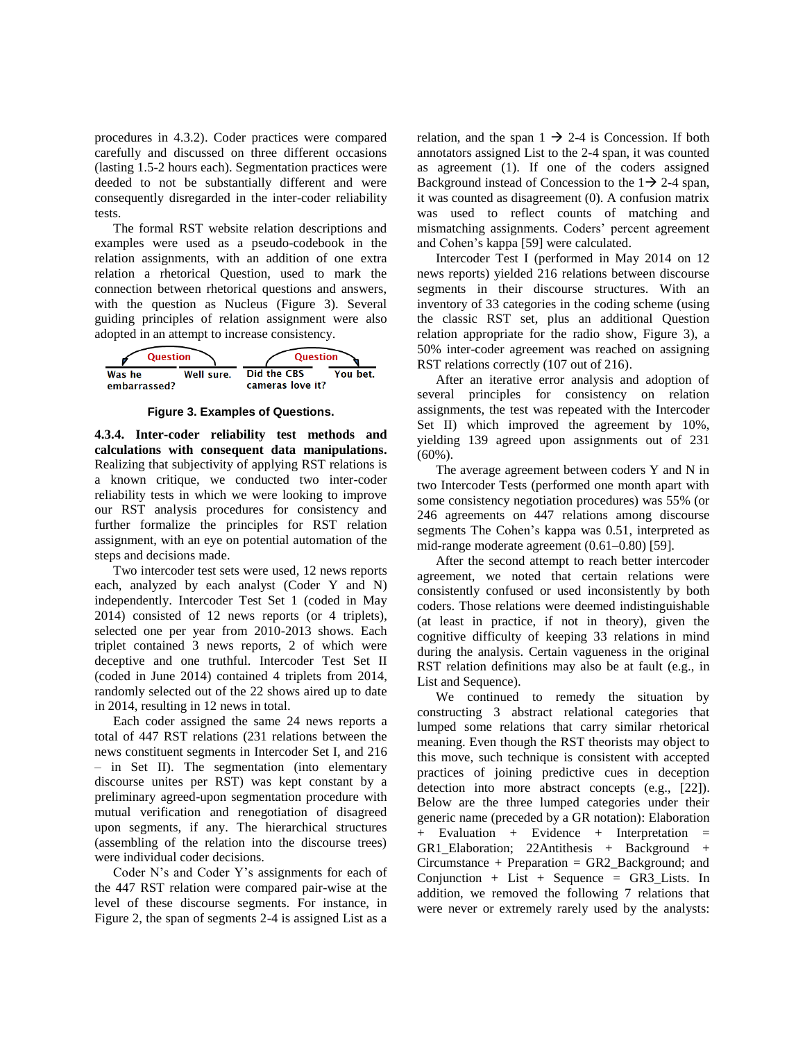procedures in 4.3.2). Coder practices were compared carefully and discussed on three different occasions (lasting 1.5-2 hours each). Segmentation practices were deeded to not be substantially different and were consequently disregarded in the inter-coder reliability tests.

The formal RST website relation descriptions and examples were used as a pseudo-codebook in the relation assignments, with an addition of one extra relation a rhetorical Question, used to mark the connection between rhetorical questions and answers, with the question as Nucleus (Figure 3). Several guiding principles of relation assignment were also adopted in an attempt to increase consistency.

Question: Was he embarrassed? — Well sure.
Question: Did the CBS cameras love it? — You bet.

**Figure 3. Examples of Questions.**

**4.3.4. Inter-coder reliability test methods and calculations with consequent data manipulations.** Realizing that subjectivity of applying RST relations is a known critique, we conducted two inter-coder reliability tests in which we were looking to improve our RST analysis procedures for consistency and further formalize the principles for RST relation assignment, with an eye on potential automation of the steps and decisions made.

Two intercoder test sets were used, 12 news reports each, analyzed by each analyst (Coder Y and N) independently. Intercoder Test Set 1 (coded in May 2014) consisted of 12 news reports (or 4 triplets), selected one per year from 2010-2013 shows. Each triplet contained 3 news reports, 2 of which were deceptive and one truthful. Intercoder Test Set II (coded in June 2014) contained 4 triplets from 2014, randomly selected out of the 22 shows aired up to date in 2014, resulting in 12 news in total.

Each coder assigned the same 24 news reports a total of 447 RST relations (231 relations between the news constituent segments in Intercoder Set I, and 216 – in Set II). The segmentation (into elementary discourse unites per RST) was kept constant by a preliminary agreed-upon segmentation procedure with mutual verification and renegotiation of disagreed upon segments, if any. The hierarchical structures (assembling of the relation into the discourse trees) were individual coder decisions.

Coder N's and Coder Y's assignments for each of the 447 RST relation were compared pair-wise at the level of these discourse segments. For instance, in Figure 2, the span of segments 2-4 is assigned List as a relation, and the span 1 → 2-4 is Concession. If both annotators assigned List to the 2-4 span, it was counted as agreement (1). If one of the coders assigned Background instead of Concession to the 1→ 2-4 span, it was counted as disagreement (0). A confusion matrix was used to reflect counts of matching and mismatching assignments. Coders' percent agreement and Cohen's kappa [59] were calculated.

Intercoder Test I (performed in May 2014 on 12 news reports) yielded 216 relations between discourse segments in their discourse structures. With an inventory of 33 categories in the coding scheme (using the classic RST set, plus an additional Question relation appropriate for the radio show, Figure 3), a 50% inter-coder agreement was reached on assigning RST relations correctly (107 out of 216).

After an iterative error analysis and adoption of several principles for consistency on relation assignments, the test was repeated with the Intercoder Set II) which improved the agreement by 10%, yielding 139 agreed upon assignments out of 231 (60%).

The average agreement between coders Y and N in two Intercoder Tests (performed one month apart with some consistency negotiation procedures) was 55% (or 246 agreements on 447 relations among discourse segments The Cohen's kappa was 0.51, interpreted as mid-range moderate agreement (0.61–0.80) [59].

After the second attempt to reach better intercoder agreement, we noted that certain relations were consistently confused or used inconsistently by both coders. Those relations were deemed indistinguishable (at least in practice, if not in theory), given the cognitive difficulty of keeping 33 relations in mind during the analysis. Certain vagueness in the original RST relation definitions may also be at fault (e.g., in List and Sequence).

We continued to remedy the situation by constructing 3 abstract relational categories that lumped some relations that carry similar rhetorical meaning. Even though the RST theorists may object to this move, such technique is consistent with accepted practices of joining predictive cues in deception detection into more abstract concepts (e.g., [22]). Below are the three lumped categories under their generic name (preceded by a GR notation): Elaboration + Evaluation + Evidence + Interpretation = GR1_Elaboration; 22Antithesis + Background + Circumstance + Preparation = GR2_Background; and Conjunction + List + Sequence = GR3_Lists. In addition, we removed the following 7 relations that were never or extremely rarely used by the analysts: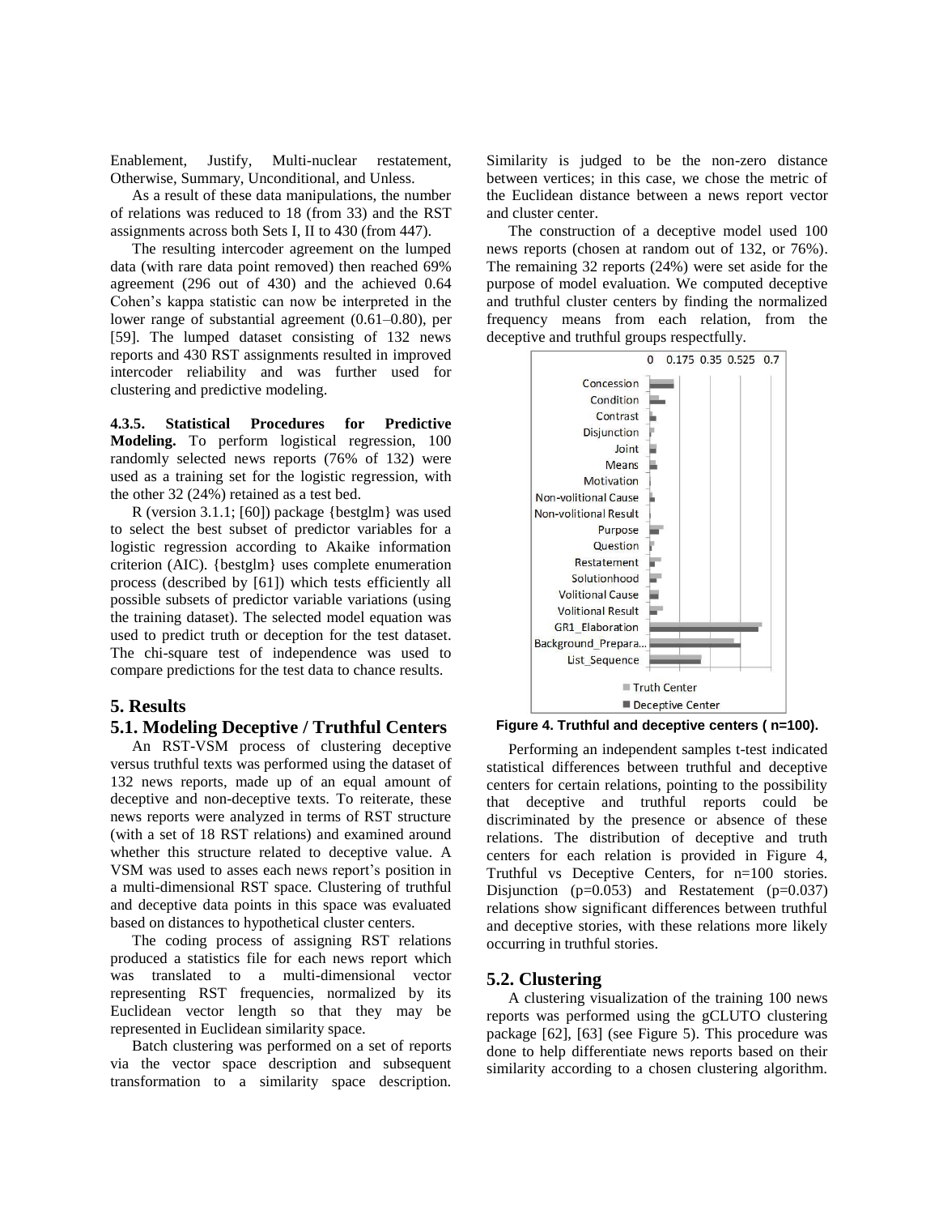Enablement, Justify, Multi-nuclear restatement, Otherwise, Summary, Unconditional, and Unless.

As a result of these data manipulations, the number of relations was reduced to 18 (from 33) and the RST assignments across both Sets I, II to 430 (from 447).

The resulting intercoder agreement on the lumped data (with rare data point removed) then reached 69% agreement (296 out of 430) and the achieved 0.64 Cohen's kappa statistic can now be interpreted in the lower range of substantial agreement (0.61–0.80), per [59]. The lumped dataset consisting of 132 news reports and 430 RST assignments resulted in improved intercoder reliability and was further used for clustering and predictive modeling.

**4.3.5. Statistical Procedures for Predictive Modeling.** To perform logistical regression, 100 randomly selected news reports (76% of 132) were used as a training set for the logistic regression, with the other 32 (24%) retained as a test bed.

R (version 3.1.1; [60]) package {bestglm} was used to select the best subset of predictor variables for a logistic regression according to Akaike information criterion (AIC). {bestglm} uses complete enumeration process (described by [61]) which tests efficiently all possible subsets of predictor variable variations (using the training dataset). The selected model equation was used to predict truth or deception for the test dataset. The chi-square test of independence was used to compare predictions for the test data to chance results.

## 5. Results

### 5.1. Modeling Deceptive / Truthful Centers

An RST-VSM process of clustering deceptive versus truthful texts was performed using the dataset of 132 news reports, made up of an equal amount of deceptive and non-deceptive texts. To reiterate, these news reports were analyzed in terms of RST structure (with a set of 18 RST relations) and examined around whether this structure related to deceptive value. A VSM was used to asses each news report's position in a multi-dimensional RST space. Clustering of truthful and deceptive data points in this space was evaluated based on distances to hypothetical cluster centers.

The coding process of assigning RST relations produced a statistics file for each news report which was translated to a multi-dimensional vector representing RST frequencies, normalized by its Euclidean vector length so that they may be represented in Euclidean similarity space.

Batch clustering was performed on a set of reports via the vector space description and subsequent transformation to a similarity space description. Similarity is judged to be the non-zero distance between vertices; in this case, we chose the metric of the Euclidean distance between a news report vector and cluster center.

The construction of a deceptive model used 100 news reports (chosen at random out of 132, or 76%). The remaining 32 reports (24%) were set aside for the purpose of model evaluation. We computed deceptive and truthful cluster centers by finding the normalized frequency means from each relation, from the deceptive and truthful groups respectfully.

**Figure 4. Truthful and deceptive centers ( n=100).**

Performing an independent samples t-test indicated statistical differences between truthful and deceptive centers for certain relations, pointing to the possibility that deceptive and truthful reports could be discriminated by the presence or absence of these relations. The distribution of deceptive and truth centers for each relation is provided in Figure 4, Truthful vs Deceptive Centers, for n=100 stories. Disjunction ($p=0.053$) and Restatement ($p=0.037$) relations show significant differences between truthful and deceptive stories, with these relations more likely occurring in truthful stories.

### 5.2. Clustering

A clustering visualization of the training 100 news reports was performed using the gCLUTO clustering package [62], [63] (see Figure 5). This procedure was done to help differentiate news reports based on their similarity according to a chosen clustering algorithm.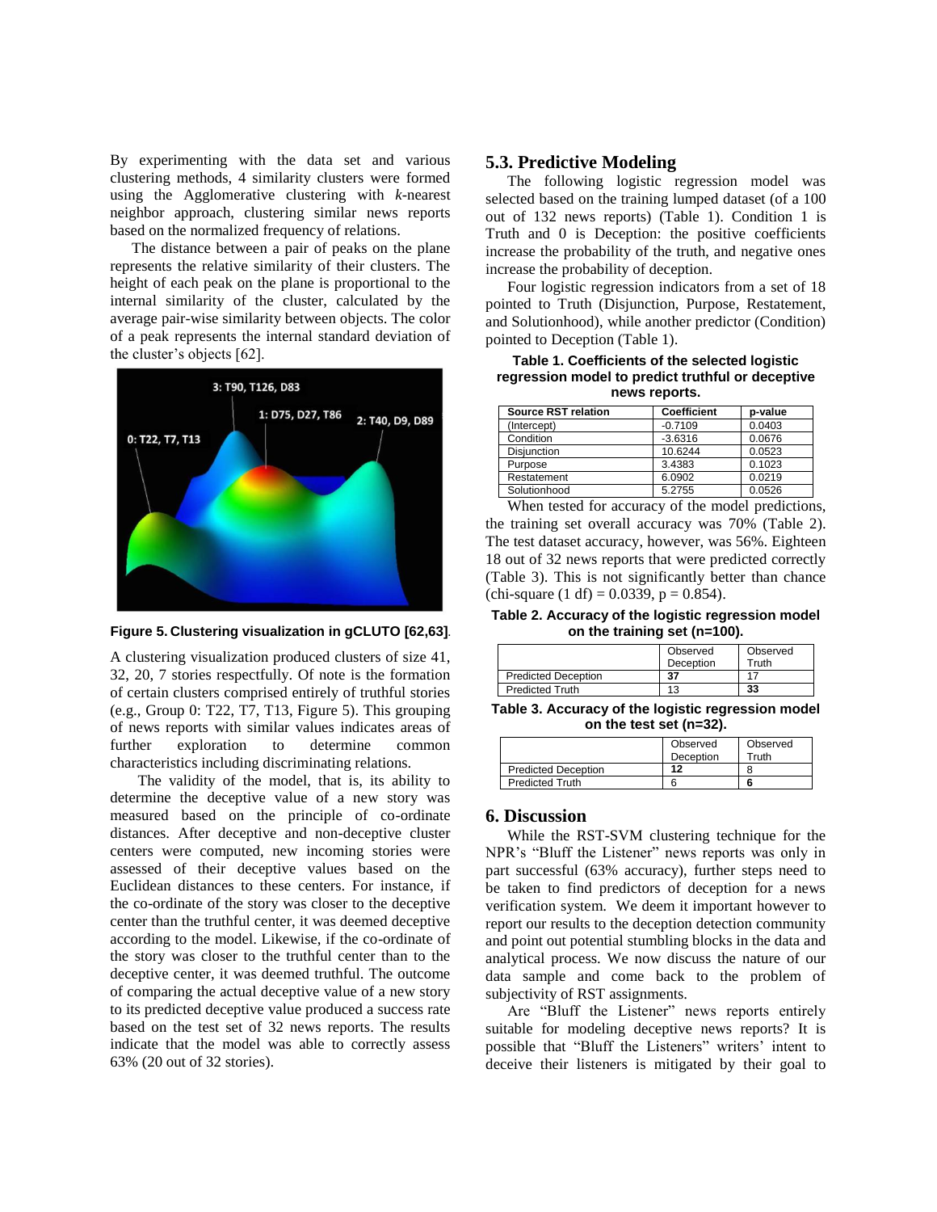By experimenting with the data set and various clustering methods, 4 similarity clusters were formed using the Agglomerative clustering with *k*-nearest neighbor approach, clustering similar news reports based on the normalized frequency of relations.

The distance between a pair of peaks on the plane represents the relative similarity of their clusters. The height of each peak on the plane is proportional to the internal similarity of the cluster, calculated by the average pair-wise similarity between objects. The color of a peak represents the internal standard deviation of the cluster's objects [62].

**Figure 5. Clustering visualization in gCLUTO [62,63].**

A clustering visualization produced clusters of size 41, 32, 20, 7 stories respectfully. Of note is the formation of certain clusters comprised entirely of truthful stories (e.g., Group 0: T22, T7, T13, Figure 5). This grouping of news reports with similar values indicates areas of further exploration to determine common characteristics including discriminating relations.

The validity of the model, that is, its ability to determine the deceptive value of a new story was measured based on the principle of co-ordinate distances. After deceptive and non-deceptive cluster centers were computed, new incoming stories were assessed of their deceptive values based on the Euclidean distances to these centers. For instance, if the co-ordinate of the story was closer to the deceptive center than the truthful center, it was deemed deceptive according to the model. Likewise, if the co-ordinate of the story was closer to the truthful center than to the deceptive center, it was deemed truthful. The outcome of comparing the actual deceptive value of a new story to its predicted deceptive value produced a success rate based on the test set of 32 news reports. The results indicate that the model was able to correctly assess 63% (20 out of 32 stories).

## 5.3. Predictive Modeling

The following logistic regression model was selected based on the training lumped dataset (of a 100 out of 132 news reports) (Table 1). Condition 1 is Truth and 0 is Deception: the positive coefficients increase the probability of the truth, and negative ones increase the probability of deception.

Four logistic regression indicators from a set of 18 pointed to Truth (Disjunction, Purpose, Restatement, and Solutionhood), while another predictor (Condition) pointed to Deception (Table 1).

**Table 1. Coefficients of the selected logistic regression model to predict truthful or deceptive news reports.**

| Source RST relation | Coefficient | p-value |
|---|---|---|
| (Intercept) | -0.7109 | 0.0403 |
| Condition | -3.6316 | 0.0676 |
| Disjunction | 10.6244 | 0.0523 |
| Purpose | 3.4383 | 0.1023 |
| Restatement | 6.0902 | 0.0219 |
| Solutionhood | 5.2755 | 0.0526 |

When tested for accuracy of the model predictions, the training set overall accuracy was 70% (Table 2). The test dataset accuracy, however, was 56%. Eighteen 18 out of 32 news reports that were predicted correctly (Table 3). This is not significantly better than chance (chi-square (1 df) = 0.0339, p = 0.854).

**Table 2. Accuracy of the logistic regression model on the training set (n=100).**

| | Observed Deception | Observed Truth |
|---|---|---|
| Predicted Deception | **37** | 17 |
| Predicted Truth | 13 | **33** |

**Table 3. Accuracy of the logistic regression model on the test set (n=32).**

| | Observed Deception | Observed Truth |
|---|---|---|
| Predicted Deception | **12** | 8 |
| Predicted Truth | 6 | **6** |

## 6. Discussion

While the RST-SVM clustering technique for the NPR's "Bluff the Listener" news reports was only in part successful (63% accuracy), further steps need to be taken to find predictors of deception for a news verification system. We deem it important however to report our results to the deception detection community and point out potential stumbling blocks in the data and analytical process. We now discuss the nature of our data sample and come back to the problem of subjectivity of RST assignments.

Are "Bluff the Listener" news reports entirely suitable for modeling deceptive news reports? It is possible that "Bluff the Listeners" writers' intent to deceive their listeners is mitigated by their goal to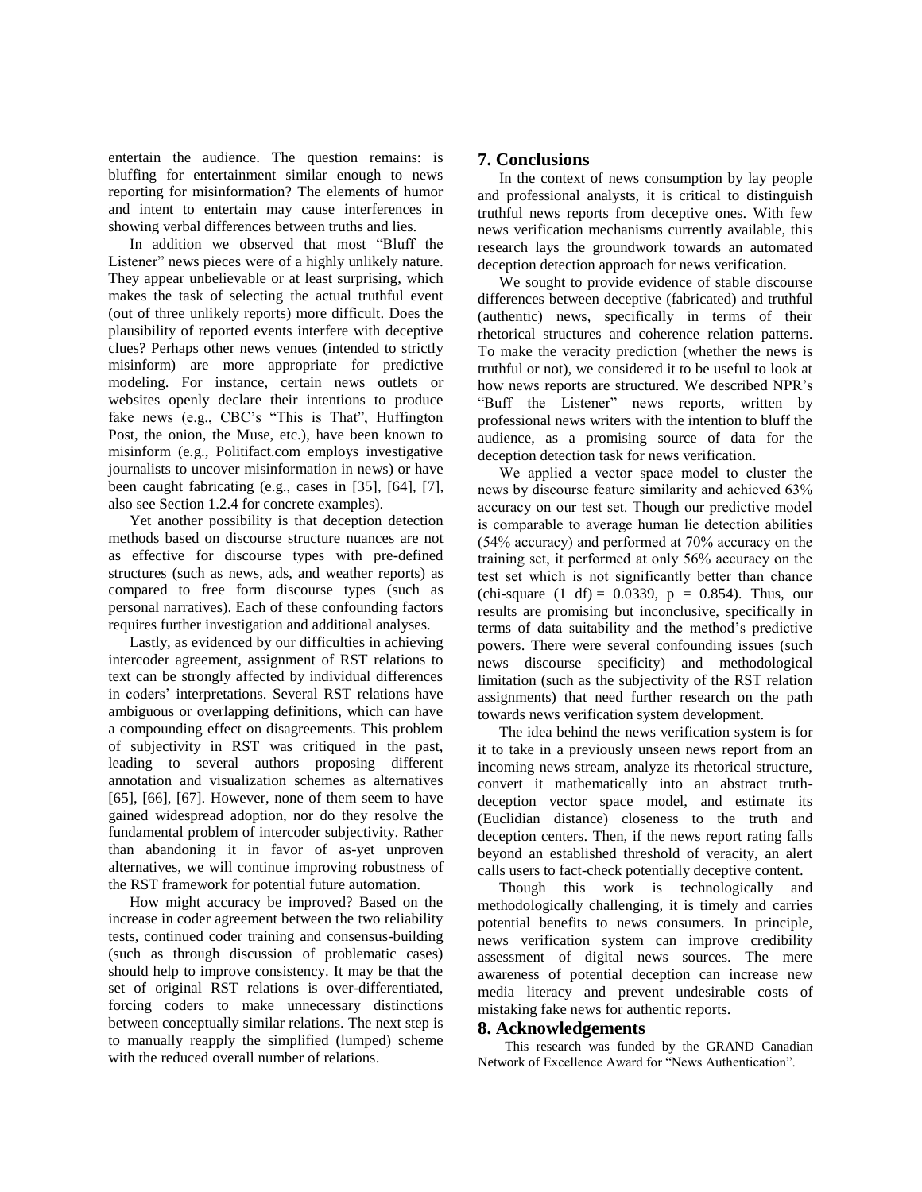entertain the audience. The question remains: is bluffing for entertainment similar enough to news reporting for misinformation? The elements of humor and intent to entertain may cause interferences in showing verbal differences between truths and lies.

In addition we observed that most "Bluff the Listener" news pieces were of a highly unlikely nature. They appear unbelievable or at least surprising, which makes the task of selecting the actual truthful event (out of three unlikely reports) more difficult. Does the plausibility of reported events interfere with deceptive clues? Perhaps other news venues (intended to strictly misinform) are more appropriate for predictive modeling. For instance, certain news outlets or websites openly declare their intentions to produce fake news (e.g., CBC's "This is That", Huffington Post, the onion, the Muse, etc.), have been known to misinform (e.g., Politifact.com employs investigative journalists to uncover misinformation in news) or have been caught fabricating (e.g., cases in [35], [64], [7], also see Section 1.2.4 for concrete examples).

Yet another possibility is that deception detection methods based on discourse structure nuances are not as effective for discourse types with pre-defined structures (such as news, ads, and weather reports) as compared to free form discourse types (such as personal narratives). Each of these confounding factors requires further investigation and additional analyses.

Lastly, as evidenced by our difficulties in achieving intercoder agreement, assignment of RST relations to text can be strongly affected by individual differences in coders' interpretations. Several RST relations have ambiguous or overlapping definitions, which can have a compounding effect on disagreements. This problem of subjectivity in RST was critiqued in the past, leading to several authors proposing different annotation and visualization schemes as alternatives [65], [66], [67]. However, none of them seem to have gained widespread adoption, nor do they resolve the fundamental problem of intercoder subjectivity. Rather than abandoning it in favor of as-yet unproven alternatives, we will continue improving robustness of the RST framework for potential future automation.

How might accuracy be improved? Based on the increase in coder agreement between the two reliability tests, continued coder training and consensus-building (such as through discussion of problematic cases) should help to improve consistency. It may be that the set of original RST relations is over-differentiated, forcing coders to make unnecessary distinctions between conceptually similar relations. The next step is to manually reapply the simplified (lumped) scheme with the reduced overall number of relations.

## 7. Conclusions

In the context of news consumption by lay people and professional analysts, it is critical to distinguish truthful news reports from deceptive ones. With few news verification mechanisms currently available, this research lays the groundwork towards an automated deception detection approach for news verification.

We sought to provide evidence of stable discourse differences between deceptive (fabricated) and truthful (authentic) news, specifically in terms of their rhetorical structures and coherence relation patterns. To make the veracity prediction (whether the news is truthful or not), we considered it to be useful to look at how news reports are structured. We described NPR's "Buff the Listener" news reports, written by professional news writers with the intention to bluff the audience, as a promising source of data for the deception detection task for news verification.

We applied a vector space model to cluster the news by discourse feature similarity and achieved 63% accuracy on our test set. Though our predictive model is comparable to average human lie detection abilities (54% accuracy) and performed at 70% accuracy on the training set, it performed at only 56% accuracy on the test set which is not significantly better than chance (chi-square (1 df) = 0.0339, $p = 0.854$). Thus, our results are promising but inconclusive, specifically in terms of data suitability and the method's predictive powers. There were several confounding issues (such news discourse specificity) and methodological limitation (such as the subjectivity of the RST relation assignments) that need further research on the path towards news verification system development.

The idea behind the news verification system is for it to take in a previously unseen news report from an incoming news stream, analyze its rhetorical structure, convert it mathematically into an abstract truth-deception vector space model, and estimate its (Euclidian distance) closeness to the truth and deception centers. Then, if the news report rating falls beyond an established threshold of veracity, an alert calls users to fact-check potentially deceptive content.

Though this work is technologically and methodologically challenging, it is timely and carries potential benefits to news consumers. In principle, news verification system can improve credibility assessment of digital news sources. The mere awareness of potential deception can increase new media literacy and prevent undesirable costs of mistaking fake news for authentic reports.

## 8. Acknowledgements

This research was funded by the GRAND Canadian Network of Excellence Award for "News Authentication".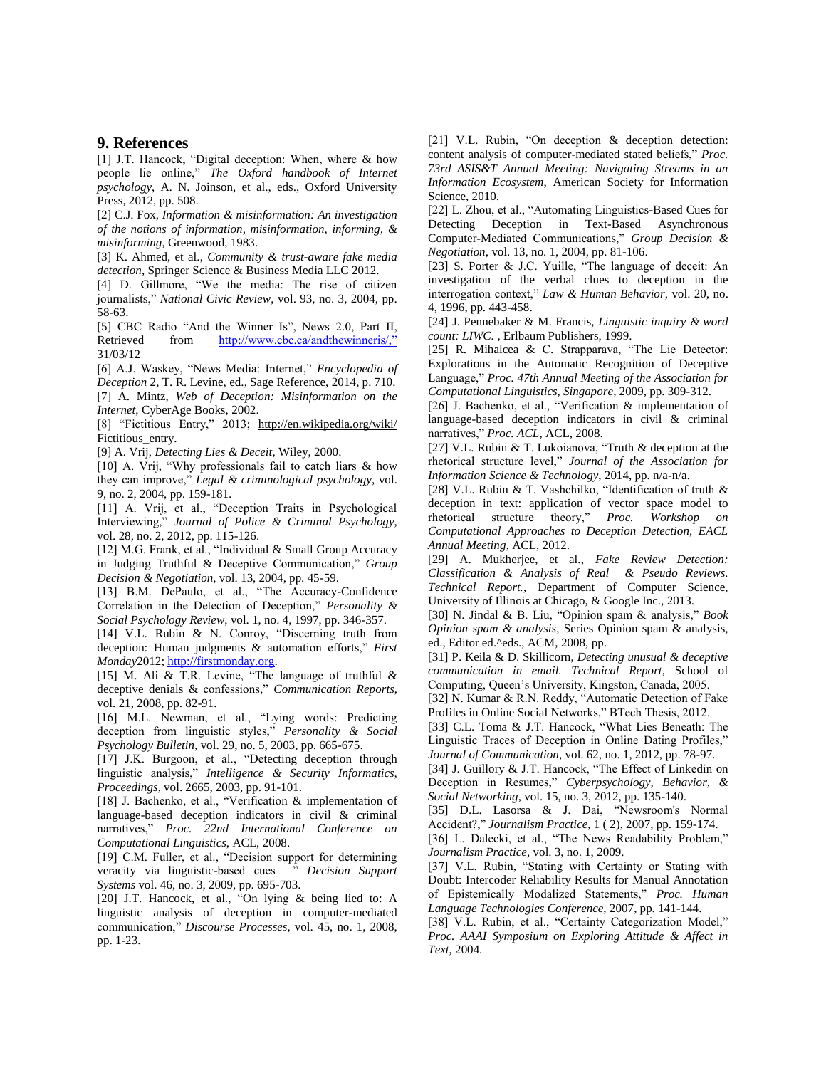## 9. References

[1] J.T. Hancock, "Digital deception: When, where & how people lie online," *The Oxford handbook of Internet psychology*, A. N. Joinson, et al., eds., Oxford University Press, 2012, pp. 508.

[2] C.J. Fox, *Information & misinformation: An investigation of the notions of information, misinformation, informing, & misinforming*, Greenwood, 1983.

[3] K. Ahmed, et al., *Community & trust-aware fake media detection*, Springer Science & Business Media LLC 2012.

[4] D. Gillmore, "We the media: The rise of citizen journalists," *National Civic Review*, vol. 93, no. 3, 2004, pp. 58-63.

[5] CBC Radio "And the Winner Is", News 2.0, Part II, Retrieved from http://www.cbc.ca/andthewinneris/," 31/03/12

[6] A.J. Waskey, "News Media: Internet," *Encyclopedia of Deception* 2, T. R. Levine, ed., Sage Reference, 2014, p. 710.

[7] A. Mintz, *Web of Deception: Misinformation on the Internet*, CyberAge Books, 2002.

[8] "Fictitious Entry," 2013; http://en.wikipedia.org/wiki/Fictitious_entry.

[9] A. Vrij, *Detecting Lies & Deceit*, Wiley, 2000.

[10] A. Vrij, "Why professionals fail to catch liars & how they can improve," *Legal & criminological psychology*, vol. 9, no. 2, 2004, pp. 159-181.

[11] A. Vrij, et al., "Deception Traits in Psychological Interviewing," *Journal of Police & Criminal Psychology*, vol. 28, no. 2, 2012, pp. 115-126.

[12] M.G. Frank, et al., "Individual & Small Group Accuracy in Judging Truthful & Deceptive Communication," *Group Decision & Negotiation*, vol. 13, 2004, pp. 45-59.

[13] B.M. DePaulo, et al., "The Accuracy-Confidence Correlation in the Detection of Deception," *Personality & Social Psychology Review*, vol. 1, no. 4, 1997, pp. 346-357.

[14] V.L. Rubin & N. Conroy, "Discerning truth from deception: Human judgments & automation efforts," *First Monday*2012; http://firstmonday.org.

[15] M. Ali & T.R. Levine, "The language of truthful & deceptive denials & confessions," *Communication Reports*, vol. 21, 2008, pp. 82-91.

[16] M.L. Newman, et al., "Lying words: Predicting deception from linguistic styles," *Personality & Social Psychology Bulletin*, vol. 29, no. 5, 2003, pp. 665-675.

[17] J.K. Burgoon, et al., "Detecting deception through linguistic analysis," *Intelligence & Security Informatics, Proceedings*, vol. 2665, 2003, pp. 91-101.

[18] J. Bachenko, et al., "Verification & implementation of language-based deception indicators in civil & criminal narratives," *Proc. 22nd International Conference on Computational Linguistics*, ACL, 2008.

[19] C.M. Fuller, et al., "Decision support for determining veracity via linguistic-based cues " *Decision Support Systems* vol. 46, no. 3, 2009, pp. 695-703.

[20] J.T. Hancock, et al., "On lying & being lied to: A linguistic analysis of deception in computer-mediated communication," *Discourse Processes*, vol. 45, no. 1, 2008, pp. 1-23.

[21] V.L. Rubin, "On deception & deception detection: content analysis of computer-mediated stated beliefs," *Proc. 73rd ASIS&T Annual Meeting: Navigating Streams in an Information Ecosystem*, American Society for Information Science, 2010.

[22] L. Zhou, et al., "Automating Linguistics-Based Cues for Detecting Deception in Text-Based Asynchronous Computer-Mediated Communications," *Group Decision & Negotiation*, vol. 13, no. 1, 2004, pp. 81-106.

[23] S. Porter & J.C. Yuille, "The language of deceit: An investigation of the verbal clues to deception in the interrogation context," *Law & Human Behavior*, vol. 20, no. 4, 1996, pp. 443-458.

[24] J. Pennebaker & M. Francis, *Linguistic inquiry & word count: LIWC.* , Erlbaum Publishers, 1999.

[25] R. Mihalcea & C. Strapparava, "The Lie Detector: Explorations in the Automatic Recognition of Deceptive Language," *Proc. 47th Annual Meeting of the Association for Computational Linguistics, Singapore*, 2009, pp. 309-312.

[26] J. Bachenko, et al., "Verification & implementation of language-based deception indicators in civil & criminal narratives," *Proc. ACL*, ACL, 2008.

[27] V.L. Rubin & T. Lukoianova, "Truth & deception at the rhetorical structure level," *Journal of the Association for Information Science & Technology*, 2014, pp. n/a-n/a.

[28] V.L. Rubin & T. Vashchilko, "Identification of truth & deception in text: application of vector space model to rhetorical structure theory," *Proc. Workshop on Computational Approaches to Deception Detection, EACL Annual Meeting*, ACL, 2012.

[29] A. Mukherjee, et al., *Fake Review Detection: Classification & Analysis of Real & Pseudo Reviews. Technical Report.*, Department of Computer Science, University of Illinois at Chicago, & Google Inc., 2013.

[30] N. Jindal & B. Liu, "Opinion spam & analysis," *Book Opinion spam & analysis*, Series Opinion spam & analysis, ed., Editor ed.^eds., ACM, 2008, pp.

[31] P. Keila & D. Skillicorn, *Detecting unusual & deceptive communication in email. Technical Report*, School of Computing, Queen's University, Kingston, Canada, 2005.

[32] N. Kumar & R.N. Reddy, "Automatic Detection of Fake Profiles in Online Social Networks," BTech Thesis, 2012.

[33] C.L. Toma & J.T. Hancock, "What Lies Beneath: The Linguistic Traces of Deception in Online Dating Profiles," *Journal of Communication*, vol. 62, no. 1, 2012, pp. 78-97.

[34] J. Guillory & J.T. Hancock, "The Effect of Linkedin on Deception in Resumes," *Cyberpsychology, Behavior, & Social Networking*, vol. 15, no. 3, 2012, pp. 135-140.

[35] D.L. Lasorsa & J. Dai, "Newsroom's Normal Accident?," *Journalism Practice*, 1 ( 2), 2007, pp. 159-174.

[36] L. Dalecki, et al., "The News Readability Problem," *Journalism Practice*, vol. 3, no. 1, 2009.

[37] V.L. Rubin, "Stating with Certainty or Stating with Doubt: Intercoder Reliability Results for Manual Annotation of Epistemically Modalized Statements," *Proc. Human Language Technologies Conference*, 2007, pp. 141-144.

[38] V.L. Rubin, et al., "Certainty Categorization Model," *Proc. AAAI Symposium on Exploring Attitude & Affect in Text*, 2004.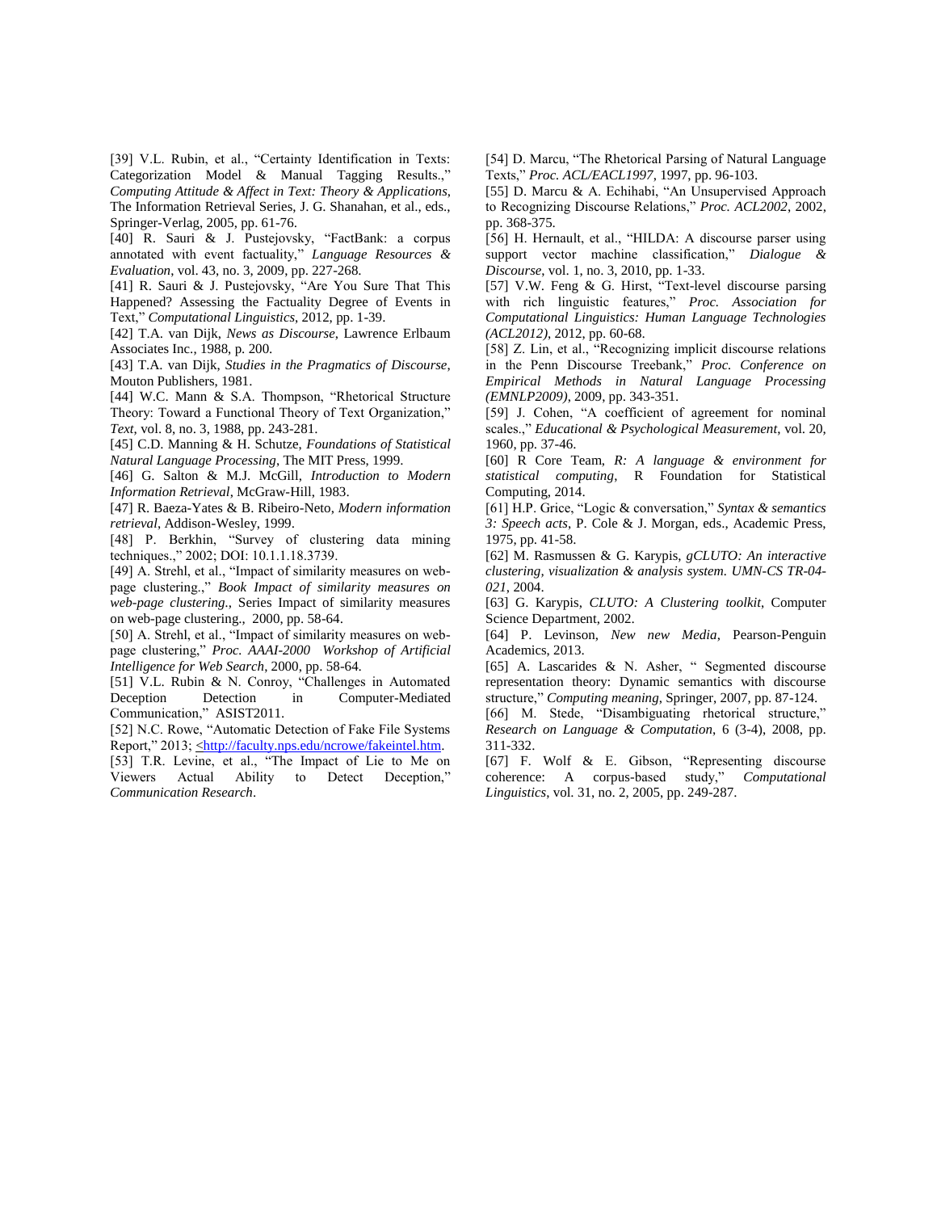[39] V.L. Rubin, et al., "Certainty Identification in Texts: Categorization Model & Manual Tagging Results.," *Computing Attitude & Affect in Text: Theory & Applications*, The Information Retrieval Series, J. G. Shanahan, et al., eds., Springer-Verlag, 2005, pp. 61-76.

[40] R. Sauri & J. Pustejovsky, "FactBank: a corpus annotated with event factuality," *Language Resources & Evaluation*, vol. 43, no. 3, 2009, pp. 227-268.

[41] R. Sauri & J. Pustejovsky, "Are You Sure That This Happened? Assessing the Factuality Degree of Events in Text," *Computational Linguistics*, 2012, pp. 1-39.

[42] T.A. van Dijk, *News as Discourse*, Lawrence Erlbaum Associates Inc., 1988, p. 200.

[43] T.A. van Dijk, *Studies in the Pragmatics of Discourse*, Mouton Publishers, 1981.

[44] W.C. Mann & S.A. Thompson, "Rhetorical Structure Theory: Toward a Functional Theory of Text Organization," *Text*, vol. 8, no. 3, 1988, pp. 243-281.

[45] C.D. Manning & H. Schutze, *Foundations of Statistical Natural Language Processing*, The MIT Press, 1999.

[46] G. Salton & M.J. McGill, *Introduction to Modern Information Retrieval*, McGraw-Hill, 1983.

[47] R. Baeza-Yates & B. Ribeiro-Neto, *Modern information retrieval*, Addison-Wesley, 1999.

[48] P. Berkhin, "Survey of clustering data mining techniques.," 2002; DOI: 10.1.1.18.3739.

[49] A. Strehl, et al., "Impact of similarity measures on web-page clustering.," *Book Impact of similarity measures on web-page clustering.*, Series Impact of similarity measures on web-page clustering., 2000, pp. 58-64.

[50] A. Strehl, et al., "Impact of similarity measures on web-page clustering," *Proc. AAAI-2000 Workshop of Artificial Intelligence for Web Search*, 2000, pp. 58-64.

[51] V.L. Rubin & N. Conroy, "Challenges in Automated Deception Detection in Computer-Mediated Communication," ASIST2011.

[52] N.C. Rowe, "Automatic Detection of Fake File Systems Report," 2013; <http://faculty.nps.edu/ncrowe/fakeintel.htm.

[53] T.R. Levine, et al., "The Impact of Lie to Me on Viewers Actual Ability to Detect Deception," *Communication Research*.

[54] D. Marcu, "The Rhetorical Parsing of Natural Language Texts," *Proc. ACL/EACL1997*, 1997, pp. 96-103.

[55] D. Marcu & A. Echihabi, "An Unsupervised Approach to Recognizing Discourse Relations," *Proc. ACL2002*, 2002, pp. 368-375.

[56] H. Hernault, et al., "HILDA: A discourse parser using support vector machine classification," *Dialogue & Discourse*, vol. 1, no. 3, 2010, pp. 1-33.

[57] V.W. Feng & G. Hirst, "Text-level discourse parsing with rich linguistic features," *Proc. Association for Computational Linguistics: Human Language Technologies (ACL2012)*, 2012, pp. 60-68.

[58] Z. Lin, et al., "Recognizing implicit discourse relations in the Penn Discourse Treebank," *Proc. Conference on Empirical Methods in Natural Language Processing (EMNLP2009)*, 2009, pp. 343-351.

[59] J. Cohen, "A coefficient of agreement for nominal scales.," *Educational & Psychological Measurement*, vol. 20, 1960, pp. 37-46.

[60] R Core Team, *R: A language & environment for statistical computing*, R Foundation for Statistical Computing, 2014.

[61] H.P. Grice, "Logic & conversation," *Syntax & semantics 3: Speech acts*, P. Cole & J. Morgan, eds., Academic Press, 1975, pp. 41-58.

[62] M. Rasmussen & G. Karypis, *gCLUTO: An interactive clustering, visualization & analysis system. UMN-CS TR-04-021*, 2004.

[63] G. Karypis, *CLUTO: A Clustering toolkit*, Computer Science Department, 2002.

[64] P. Levinson, *New new Media*, Pearson-Penguin Academics, 2013.

[65] A. Lascarides & N. Asher, " Segmented discourse representation theory: Dynamic semantics with discourse structure," *Computing meaning*, Springer, 2007, pp. 87-124.

[66] M. Stede, "Disambiguating rhetorical structure," *Research on Language & Computation*, 6 (3-4), 2008, pp. 311-332.

[67] F. Wolf & E. Gibson, "Representing discourse coherence: A corpus-based study," *Computational Linguistics*, vol. 31, no. 2, 2005, pp. 249-287.